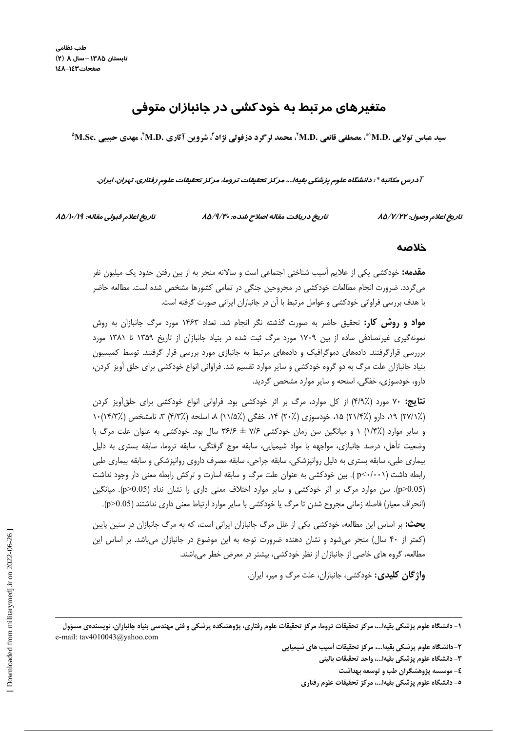# متغیرهای مرتبط به خودکشی در جانبازان متوفی

سید عباس تولایی .M.D[1*]، مصطفی قانعی .M.D[2]، محمد لرگرد دزفولی نژاد[3]، شروین آثاری .M.D[4]، مهدی حبیبی .M.Sc[5]

*آدرس مکاتبه*: دانشگاه علوم پزشکی بقیه‌ا...، مرکز تحقیقات تروما، مرکز تحقیقات علوم رفتاری، تهران، ایران.*

*تاریخ اعلام وصول: ۸۵/۷/۲۲ — تاریخ دریافت مقاله اصلاح شده: ۸۵/۹/۳۰ — تاریخ اعلام قبولی مقاله: ۸۵/۱۰/۱۹*

## خلاصه

**مقدمه:** خودکشی یکی از علایم آسیب شناختی اجتماعی است و سالانه منجر به از بین رفتن حدود یک میلیون نفر می‌گردد. ضرورت انجام مطالعات خودکشی در مجروحین جنگی در تمامی کشورها مشخص شده است. مطالعه حاضر با هدف بررسی فراوانی خودکشی و عوامل مرتبط با آن در جانبازان ایرانی صورت گرفته است.

**مواد و روش کار:** تحقیق حاضر به صورت گذشته نگر انجام شد. تعداد ۱۴۶۳ مورد مرگ جانبازان به روش نمونه‌گیری غیرتصادفی ساده از بین ۱۷۰۹ مورد مرگ ثبت شده در بنیاد جانبازان از تاریخ ۱۳۵۹ تا ۱۳۸۱ مورد برررسی قرارگرفتند. داده‌های دموگرافیک و داده‌های مرتبط به جانبازی مورد بررسی قرار گرفتند. توسط کمیسیون بنیاد جانبازان علت مرگ به دو گروه خودکشی و سایر موارد تقسیم شد. فراوانی انواع خودکشی برای حلق آویز کردن، دارو، خودسوزی، خفگی، اسلحه و سایر موارد مشخص گردید.

**نتایج:** ۷۰ مورد (۴/۹٪) از کل موارد، مرگ بر اثر خودکشی بود. فراوانی انواع خودکشی برای حلق‌آویز کردن (۲۷/۱٪) ۱۹، دارو (۲۱/۴٪) ۱۵، خودسوزی (۲۰٪) ۱۴، خفگی (۱۱/۵٪) ۸، اسلحه (۴/۳٪) ۳، نامشخص (۱۴/۳٪) ۱۰ و سایر موارد (۱/۴٪) ۱ و میانگین سن زمان خودکشی ۷/۶ ± ۳۶/۶ سال بود. خودکشی به عنوان علت مرگ با وضعیت تأهل، درصد جانبازی، مواجهه با مواد شیمیایی، سابقه موج گرفتگی، سابقه تروما، سابقه بستری به دلیل بیماری طبی، سابقه بستری به دلیل روانپزشکی، سابقه جراحی، سابقه مصرف داروی روانپزشکی و سابقه بیماری طبی رابطه داشت ($p<0.001$). بین خودکشی به عنوان علت مرگ و سابقه اسارت و ترکش رابطه معنی دار وجود نداشت ($p>0.05$). سن موارد مرگ بر اثر خودکشی و سایر موارد اختلاف معنی داری را نشان نداد ($p>0.05$). میانگین (انحراف معیار) فاصله زمانی مجروح شدن تا مرگ یا خودکشی با سایر موارد ارتباط معنی داری نداشتند ($p>0.05$).

**بحث:** بر اساس این مطالعه، خودکشی یکی از علل مرگ جانبازان ایرانی است، که به مرگ جانبازان در سنین پایین (کمتر از ۴۰ سال) منجر می‌شود و نشان دهنده ضرورت توجه به این موضوع در جانبازان می‌باشد. بر اساس این مطالعه، گروه های خاصی از جانبازان از نظر خودکشی، بیشتر در معرض خطر می‌باشند.

**واژگان کلیدی:** خودکشی، جانبازان، علت مرگ و میر، ایران.

---

۱- دانشگاه علوم پزشکی بقیه‌ا...، مرکز تحقیقات تروما، مرکز تحقیقات علوم رفتاری، پژوهشکده پزشکی و فنی مهندسی بنیاد جانبازان، نویسنده‌ی مسؤول
e-mail: tav4010043@yahoo.com

۲- دانشگاه علوم پزشکی بقیه‌ا...، مرکز تحقیقات آسیب های شیمیایی

۳- دانشگاه علوم پزشکی بقیه‌ا...، واحد تحقیقات بالینی

۴- موسسه پژوهشگران طب و توسعه بهداشت

۵- دانشگاه علوم پزشکی بقیه‌ا...، مرکز تحقیقات علوم رفتاری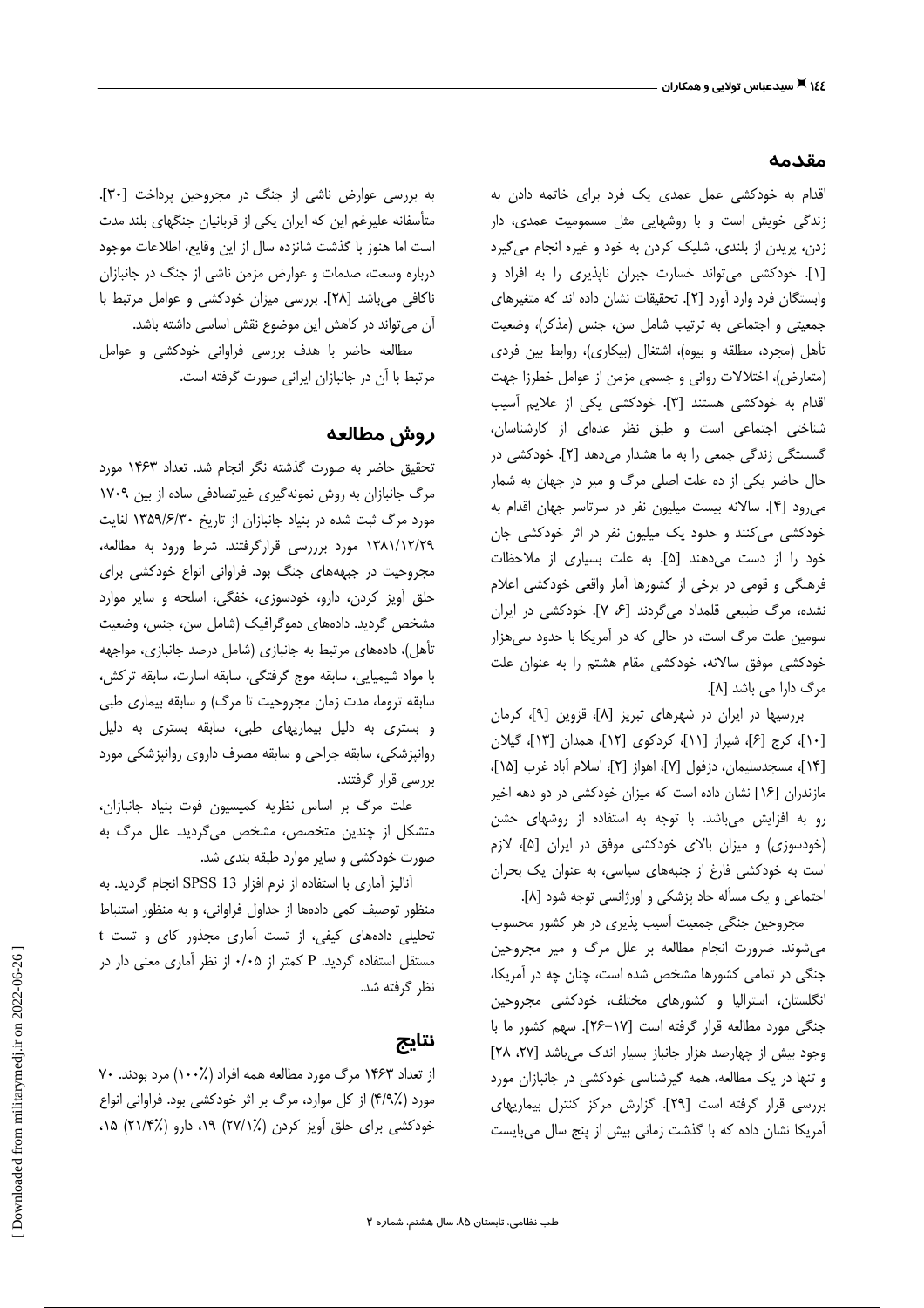## مقدمه

اقدام به خودکشی عمل عمدی یک فرد برای خاتمه دادن به زندگی خویش است و با روشهایی مثل مسمومیت عمدی، دار زدن، پریدن از بلندی، شلیک کردن به خود و غیره انجام می‌گیرد [۱]. خودکشی می‌تواند خسارت جبران ناپذیری را به افراد و وابستگان فرد وارد آورد [۲]. تحقیقات نشان داده اند که متغیرهای جمعیتی و اجتماعی به ترتیب شامل سن، جنس (مذکر)، وضعیت تأهل (مجرد، مطلقه و بیوه)، اشتغال (بیکاری)، روابط بین فردی (متعارض)، اختلالات روانی و جسمی مزمن از عوامل خطرزا جهت اقدام به خودکشی هستند [۳]. خودکشی یکی از علایم آسیب شناختی اجتماعی است و طبق نظر عده‌ای از کارشناسان، گسستگی زندگی جمعی را به ما هشدار می‌دهد [۲]. خودکشی در حال حاضر یکی از ده علت اصلی مرگ و میر در جهان به شمار می‌رود [۴]. سالانه بیست میلیون نفر در سرتاسر جهان اقدام به خودکشی می‌کنند و حدود یک میلیون نفر در اثر خودکشی جان خود را از دست می‌دهند [۵]. به علت بسیاری از ملاحظات فرهنگی و قومی در برخی از کشورها آمار واقعی خودکشی اعلام نشده، مرگ طبیعی قلمداد می‌گردند [۶، ۷]. خودکشی در ایران سومین علت مرگ است، در حالی که در آمریکا با حدود سی‌هزار خودکشی موفق سالانه، خودکشی مقام هشتم را به عنوان علت مرگ دارا می باشد [۸].

بررسیها در ایران در شهرهای تبریز [۸]، قزوین [۹]، کرمان [۱۰]، کرج [۶]، شیراز [۱۱]، کردکوی [۱۲]، همدان [۱۳]، گیلان [۱۴]، مسجدسلیمان، دزفول [۷]، اهواز [۲]، اسلام آباد غرب [۱۵]، مازندران [۱۶] نشان داده است که میزان خودکشی در دو دهه اخیر رو به افزایش می‌باشد. با توجه به استفاده از روشهای خشن (خودسوزی) و میزان بالای خودکشی موفق در ایران [۵]، لازم است به خودکشی فارغ از جنبه‌های سیاسی، به عنوان یک بحران اجتماعی و یک مسأله حاد پزشکی و اورژانسی توجه شود [۸].

مجروحین جنگی جمعیت آسیب پذیری در هر کشور محسوب می‌شوند. ضرورت انجام مطالعه بر علل مرگ و میر مجروحین جنگی در تمامی کشورها مشخص شده است، چنان چه در آمریکا، انگلستان، استرالیا و کشورهای مختلف، خودکشی مجروحین جنگی مورد مطالعه قرار گرفته است [۱۷-۲۶]. سهم کشور ما با وجود بیش از چهارصد هزار جانباز بسیار اندک می‌باشد [۲۷، ۲۸] و تنها در یک مطالعه، همه گیرشناسی خودکشی در جانبازان مورد بررسی قرار گرفته است [۲۹]. گزارش مرکز کنترل بیماریهای آمریکا نشان داده که با گذشت زمانی بیش از پنج سال می‌بایست به بررسی عوارض ناشی از جنگ در مجروحین پرداخت [۳۰]. متأسفانه علیرغم این که ایران یکی از قربانیان جنگهای بلند مدت است اما هنوز با گذشت شانزده سال از این وقایع، اطلاعات موجود درباره وسعت، صدمات و عوارض مزمن ناشی از جنگ در جانبازان ناکافی می‌باشد [۲۸]. بررسی میزان خودکشی و عوامل مرتبط با آن می‌تواند در کاهش این موضوع نقش اساسی داشته باشد.

مطالعه حاضر با هدف بررسی فراوانی خودکشی و عوامل مرتبط با آن در جانبازان ایرانی صورت گرفته است.

## روش مطالعه

تحقیق حاضر به صورت گذشته نگر انجام شد. تعداد ۱۴۶۳ مورد مرگ جانبازان به روش نمونه‌گیری غیرتصادفی ساده از بین ۱۷۰۹ مورد مرگ ثبت شده در بنیاد جانبازان از تاریخ ۱۳۵۹/۶/۳۰ لغایت ۱۳۸۱/۱۲/۲۹ مورد برررسی قرارگرفتند. شرط ورود به مطالعه، مجروحیت در جبهه‌های جنگ بود. فراوانی انواع خودکشی برای حلق آویز کردن، دارو، خودسوزی، خفگی، اسلحه و سایر موارد مشخص گردید. داده‌های دموگرافیک (شامل سن، جنس، وضعیت تأهل)، داده‌های مرتبط به جانبازی (شامل درصد جانبازی، مواجهه با مواد شیمیایی، سابقه موج گرفتگی، سابقه اسارت، سابقه ترکش، سابقه تروما، مدت زمان مجروحیت تا مرگ) و سابقه بیماری طبی و بستری به دلیل بیماریهای طبی، سابقه بستری به دلیل روانپزشکی، سابقه جراحی و سابقه مصرف داروی روانپزشکی مورد بررسی قرار گرفتند.

علت مرگ بر اساس نظریه کمیسیون فوت بنیاد جانبازان، متشکل از چندین متخصص، مشخص می‌گردید. علل مرگ به صورت خودکشی و سایر موارد طبقه بندی شد.

آنالیز آماری با استفاده از نرم افزار SPSS 13 انجام گردید. به منظور توصیف کمی داده‌ها از جداول فراوانی، و به منظور استنباط تحلیلی داده‌های کیفی، از تست آماری مجذور کای و تست t مستقل استفاده گردید. P کمتر از ۰/۰۵ از نظر آماری معنی دار در نظر گرفته شد.

## نتایج

از تعداد ۱۴۶۳ مرگ مورد مطالعه همه افراد (٪۱۰۰) مرد بودند. ۷۰ مورد (٪۴/۹) از کل موارد، مرگ بر اثر خودکشی بود. فراوانی انواع خودکشی برای حلق آویز کردن (٪۲۷/۱) ۱۹، دارو (٪۲۱/۴) ۱۵،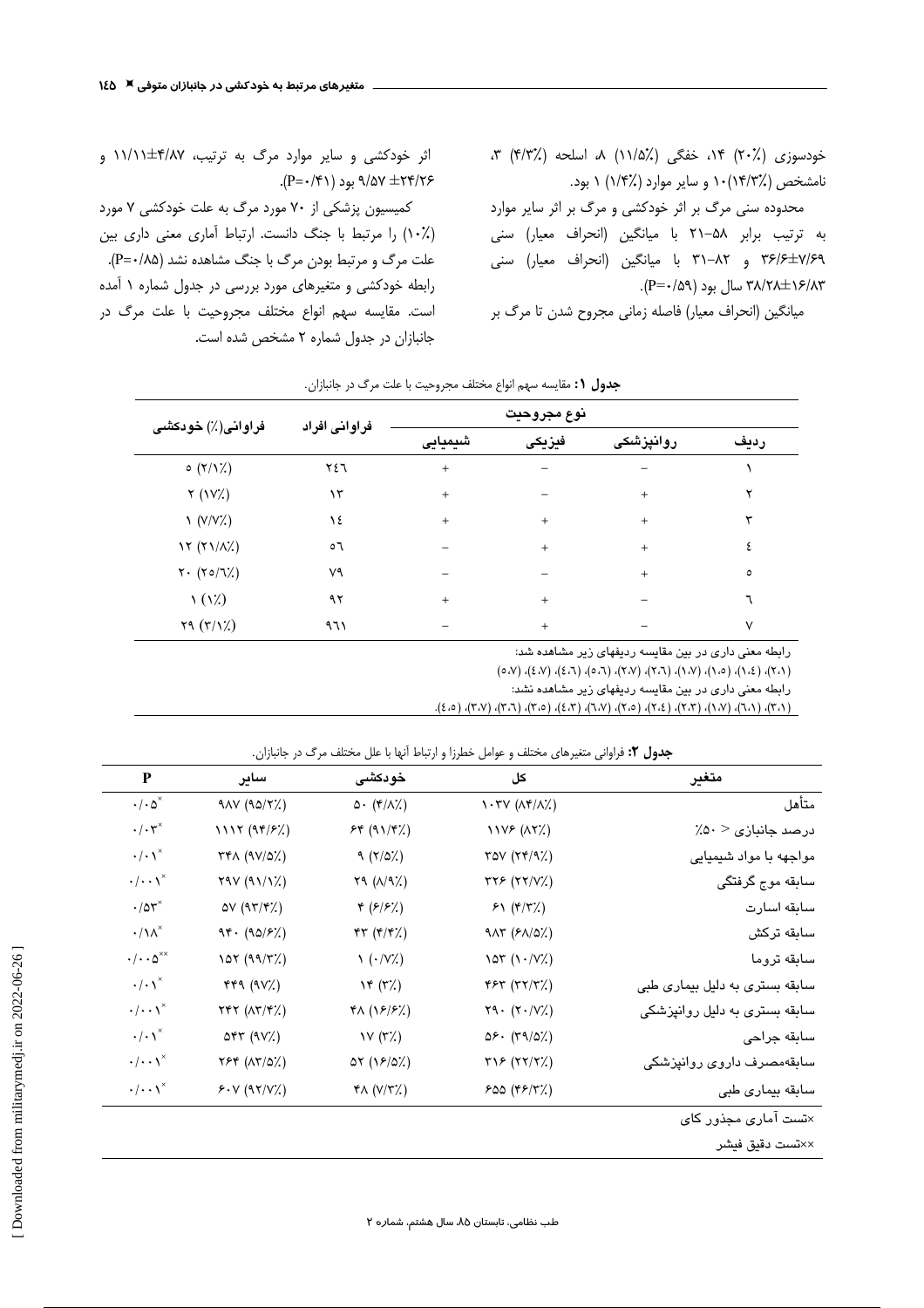خودسوزی (۲۰٪) ۱۴، خفگی (۱۱/۵٪) ۸، اسلحه (۴/۳٪) ۳، نامشخص (۱۴/۳٪)۱۰ و سایر موارد (۱/۴٪) ۱ بود.

محدوده سنی مرگ بر اثر خودکشی و مرگ بر اثر سایر موارد به ترتیب برابر ۵۸–۲۱ با میانگین (انحراف معیار) سنی ۷/۶۹±۳۶/۶ و ۸۲–۳۱ با میانگین (انحراف معیار) سنی ۱۶/۸۳±۳۸/۲۸ سال بود (P=۰/۵۹).

میانگین (انحراف معیار) فاصله زمانی مجروح شدن تا مرگ بر اثر خودکشی و سایر موارد مرگ به ترتیب، ۴/۸۷±۱۱/۱۱ و ۹/۵۷±۲۴/۲۶ بود (P=۰/۴۱).

کمیسیون پزشکی از ۷۰ مورد مرگ به علت خودکشی ۷ مورد (۱۰٪) را مرتبط با جنگ دانست. ارتباط آماری معنی داری بین علت مرگ و مرتبط بودن مرگ با جنگ مشاهده نشد (P=۰/۸۵). رابطه خودکشی و متغیرهای مورد بررسی در جدول شماره ۱ آمده است. مقایسه سهم انواع مختلف مجروحیت با علت مرگ در جانبازان در جدول شماره ۲ مشخص شده است.

**جدول ۱:** مقایسه سهم انواع مختلف مجروحیت با علت مرگ در جانبازان.

| ردیف | نوع مجروحیت | | | فراوانی افراد | فراوانی(٪) خودکشی |
|---|---|---|---|---|---|
| | روانپزشکی | فیزیکی | شیمیایی | | |
| ۱ | – | – | + | ۲٤٦ | ٥ (۲/۱٪) |
| ۲ | + | – | + | ۱۳ | ۲ (۱۷٪) |
| ۳ | + | + | + | ۱٤ | ۱ (۷/۷٪) |
| ٤ | + | + | – | ٥٦ | ۱۲ (۲۱/۸٪) |
| ٥ | + | – | – | ۷۹ | ۲۰ (۲٥/٦٪) |
| ٦ | – | + | + | ۹۲ | ۱ (۱٪) |
| ۷ | – | + | – | ۹٦۱ | ۲۹ (۳/۱٪) |

رابطه معنی داری در بین مقایسه ردیفهای زیر مشاهده شد:
(۲،۱)، (۱،٤)، (۱،٥)، (۱،۷)، (۲،٦)، (۲،۷)، (٥،٦)، (٤،٦)، (٤،۷)، (٥،۷)
رابطه معنی داری در بین مقایسه ردیفهای زیر مشاهده نشد:
(۳،۱)، (٦،۱)، (۱،۷)، (۲،۳)، (۲،٤)، (۲،٥)، (٦،۷)، (٤،۳)، (۳،٥)، (۳،٦)، (۳،۷)، (٤،٥).

**جدول ۲:** فراوانی متغیرهای مختلف و عوامل خطرزا و ارتباط آنها با علل مختلف مرگ در جانبازان.

| متغیر | کل | خودکشی | سایر | P |
|---|---|---|---|---|
| متأهل | ۱۰۳۷ (۸۴/۸٪) | ۵۰ (۴/۸٪) | ۹۸۷ (۹۵/۲٪) | ۰/۰۵* |
| درصد جانبازی < ۵۰٪ | ۱۱۷۶ (۸۲٪) | ۶۴ (۹۱/۴٪) | ۱۱۱۲ (۹۴/۶٪) | ۰/۰۳* |
| مواجهه با مواد شیمیایی | ۳۵۷ (۲۴/۹٪) | ۹ (۲/۵٪) | ۳۴۸ (۹۷/۵٪) | ۰/۰۱* |
| سابقه موج گرفتگی | ۳۲۶ (۲۲/۷٪) | ۲۹ (۸/۹٪) | ۲۹۷ (۹۱/۱٪) | ۰/۰۰۱* |
| سابقه اسارت | ۶۱ (۴/۳٪) | ۴ (۶/۶٪) | ۵۷ (۹۳/۴٪) | ۰/۵۳* |
| سابقه ترکش | ۹۸۳ (۶۸/۵٪) | ۴۳ (۴/۴٪) | ۹۴۰ (۹۵/۶٪) | ۰/۱۸* |
| سابقه تروما | ۱۵۳ (۱۰/۷٪) | ۱ (۰/۷٪) | ۱۵۲ (۹۹/۳٪) | ۰/۰۰۵** |
| سابقه بستری به دلیل بیماری طبی | ۴۶۳ (۳۲/۳٪) | ۱۴ (۳٪) | ۴۴۹ (۹۷٪) | ۰/۰۱* |
| سابقه بستری به دلیل روانپزشکی | ۲۹۰ (۲۰/۷٪) | ۴۸ (۱۶/۶٪) | ۲۴۲ (۸۳/۴٪) | ۰/۰۰۱* |
| سابقه جراحی | ۵۶۰ (۳۹/۵٪) | ۱۷ (۳٪) | ۵۴۳ (۹۷٪) | ۰/۰۱* |
| سابقه‌مصرف داروی روانپزشکی | ۳۱۶ (۲۲/۲٪) | ۵۲ (۱۶/۵٪) | ۲۶۴ (۸۳/۵٪) | ۰/۰۰۱* |
| سابقه بیماری طبی | ۶۵۵ (۴۶/۳٪) | ۴۸ (۷/۳٪) | ۶۰۷ (۹۲/۷٪) | ۰/۰۰۱* |

*تست آماری مجذور کای

**تست دقیق فیشر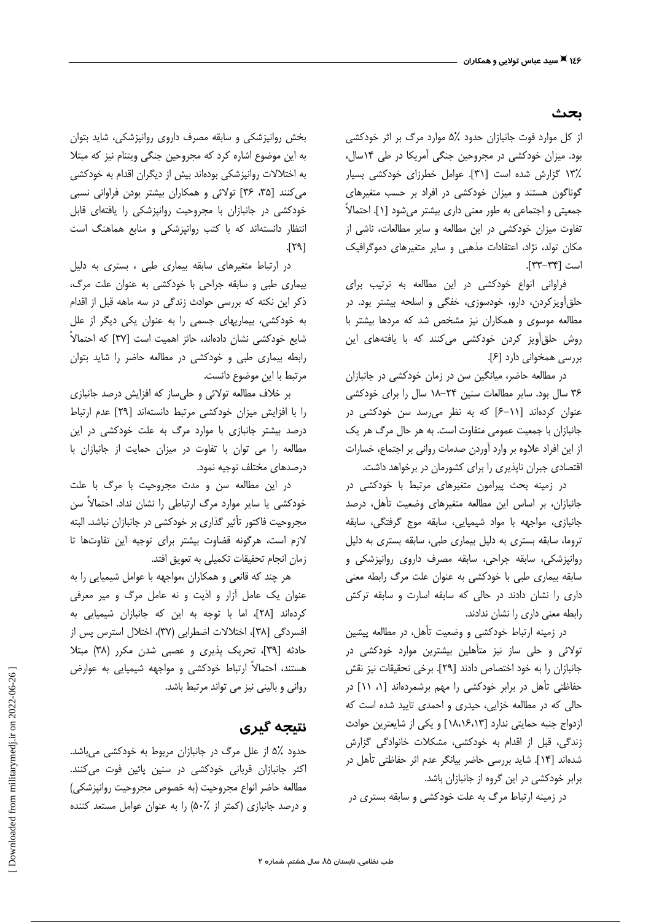## بحث

از کل موارد فوت جانبازان حدود ۵٪ موارد مرگ بر اثر خودکشی بود. میزان خودکشی در مجروحین جنگی آمریکا در طی ۱۴سال، ۱۳٪ گزارش شده است [۳۱]. عوامل خطرزای خودکشی بسیار گوناگون هستند و میزان خودکشی در افراد بر حسب متغیرهای جمعیتی و اجتماعی به طور معنی داری بیشتر می‌شود [۱]. احتمالاً تفاوت میزان خودکشی در این مطالعه و سایر مطالعات، ناشی از مکان تولد، نژاد، اعتقادات مذهبی و سایر متغیرهای دموگرافیک است [۳۴-۳۳].

فراوانی انواع خودکشی در این مطالعه به ترتیب برای حلق‌آویزکردن، دارو، خودسوزی، خفگی و اسلحه بیشتر بود. در مطالعه موسوی و همکاران نیز مشخص شد که مردها بیشتر با روش حلق‌آویز کردن خودکشی می‌کنند که با یافته‌های این بررسی همخوانی دارد [۶].

در مطالعه حاضر، میانگین سن در زمان خودکشی در جانبازان ۳۶ سال بود. سایر مطالعات سنین ۲۴-۱۸ سال را برای خودکشی عنوان کرده‌اند [۱۱-۶] که به نظر می‌رسد سن خودکشی در جانبازان با جمعیت عمومی متفاوت است. به هر حال مرگ هر یک از این افراد علاوه بر وارد آوردن صدمات روانی بر اجتماع، خسارات اقتصادی جبران ناپذیری را برای کشورمان در برخواهد داشت.

در زمینه بحث پیرامون متغیرهای مرتبط با خودکشی در جانبازان، بر اساس این مطالعه متغیرهای وضعیت تأهل، درصد جانبازی، مواجهه با مواد شیمیایی، سابقه موج گرفتگی، سابقه تروما، سابقه بستری به دلیل بیماری طبی، سابقه بستری به دلیل روانپزشکی، سابقه جراحی، سابقه مصرف داروی روانپزشکی و سابقه بیماری طبی با خودکشی به عنوان علت مرگ رابطه معنی داری را نشان دادند در حالی که سابقه اسارت و سابقه ترکش رابطه معنی داری را نشان ندادند.

در زمینه ارتباط خودکشی و وضعیت تأهل، در مطالعه پیشین تولائی و حلی ساز نیز متأهلین بیشترین موارد خودکشی در جانبازان را به خود اختصاص دادند [۲۹]. برخی تحقیقات نیز نقش حفاظتی تأهل در برابر خودکشی را مهم برشمرده‌اند [۱، ۱۱] در حالی که در مطالعه خزایی، حیدری و احمدی تایید شده است که ازدواج جنبه حمایتی ندارد [۱۸،۱۶،۱۳] و یکی از شایع‌ترین حوادث زندگی، قبل از اقدام به خودکشی، مشکلات خانوادگی گزارش شده‌اند [۱۴]. شاید بررسی حاضر بیانگر عدم اثر حفاظتی تأهل در برابر خودکشی در این گروه از جانبازان باشد.

در زمینه ارتباط مرگ به علت خودکشی و سابقه بستری در بخش روانپزشکی و سابقه مصرف داروی روانپزشکی، شاید بتوان به این موضوع اشاره کرد که مجروحین جنگی ویتنام نیز که مبتلا به اختلالات روانپزشکی بوده‌اند بیش از دیگران اقدام به خودکشی می‌کنند [۳۵، ۳۶] تولائی و همکاران بیشتر بودن فراوانی نسبی خودکشی در جانبازان با مجروحیت روانپزشکی را یافته‌ای قابل انتظار دانسته‌اند که با کتب روانپزشکی و منابع هماهنگ است [۲۹].

در ارتباط متغیرهای سابقه بیماری طبی ، بستری به دلیل بیماری طبی و سابقه جراحی با خودکشی به عنوان علت مرگ، ذکر این نکته که بررسی حوادث زندگی در سه ماهه قبل از اقدام به خودکشی، بیماریهای جسمی را به عنوان یکی دیگر از علل شایع خودکشی نشان داده‌اند، حائز اهمیت است [۳۷] که احتمالاً رابطه بیماری طبی و خودکشی در مطالعه حاضر را شاید بتوان مرتبط با این موضوع دانست.

بر خلاف مطالعه تولائی و حلی‌ساز که افزایش درصد جانبازی را با افزایش میزان خودکشی مرتبط دانسته‌اند [۲۹] عدم ارتباط درصد جانبازی بیشتر با موارد مرگ به علت خودکشی در این مطالعه را می توان با تفاوت در میزان حمایت از جانبازان با درصدهای مختلف توجیه نمود.

در این مطالعه سن و مدت مجروحیت با مرگ با علت خودکشی یا سایر موارد مرگ ارتباطی را نشان نداد. احتمالاً سن مجروحیت فاکتور تأثیر گذاری بر خودکشی در جانبازان نباشد. البته لازم است، هرگونه قضاوت بیشتر برای توجیه این تفاوت‌ها تا زمان انجام تحقیقات تکمیلی به تعویق افتد.

هر چند که قانعی و همکاران ،مواجهه با عوامل شیمیایی را به عنوان یک عامل آزار و اذیت و نه عامل مرگ و میر معرفی کرده‌اند [۲۸]، اما با توجه به این که جانبازان شیمیایی به افسردگی [۳۸]، اختلالات اضطرابی (۳۷)، اختلال استرس پس از حادثه [۳۹]، تحریک پذیری و عصبی شدن مکرر (۳۸) مبتلا هستند، احتمالاً ارتباط خودکشی و مواجهه شیمیایی به عوارض روانی و بالینی نیز می تواند مرتبط باشد.

## نتیجه گیری

حدود ۵٪ از علل مرگ در جانبازان مربوط به خودکشی می‌باشد. اکثر جانبازان قربانی خودکشی در سنین پائین فوت می‌کنند. مطالعه حاضر انواع مجروحیت (به خصوص مجروحیت روانپزشکی) و درصد جانبازی (کمتر از ۵۰٪) را به عنوان عوامل مستعد کننده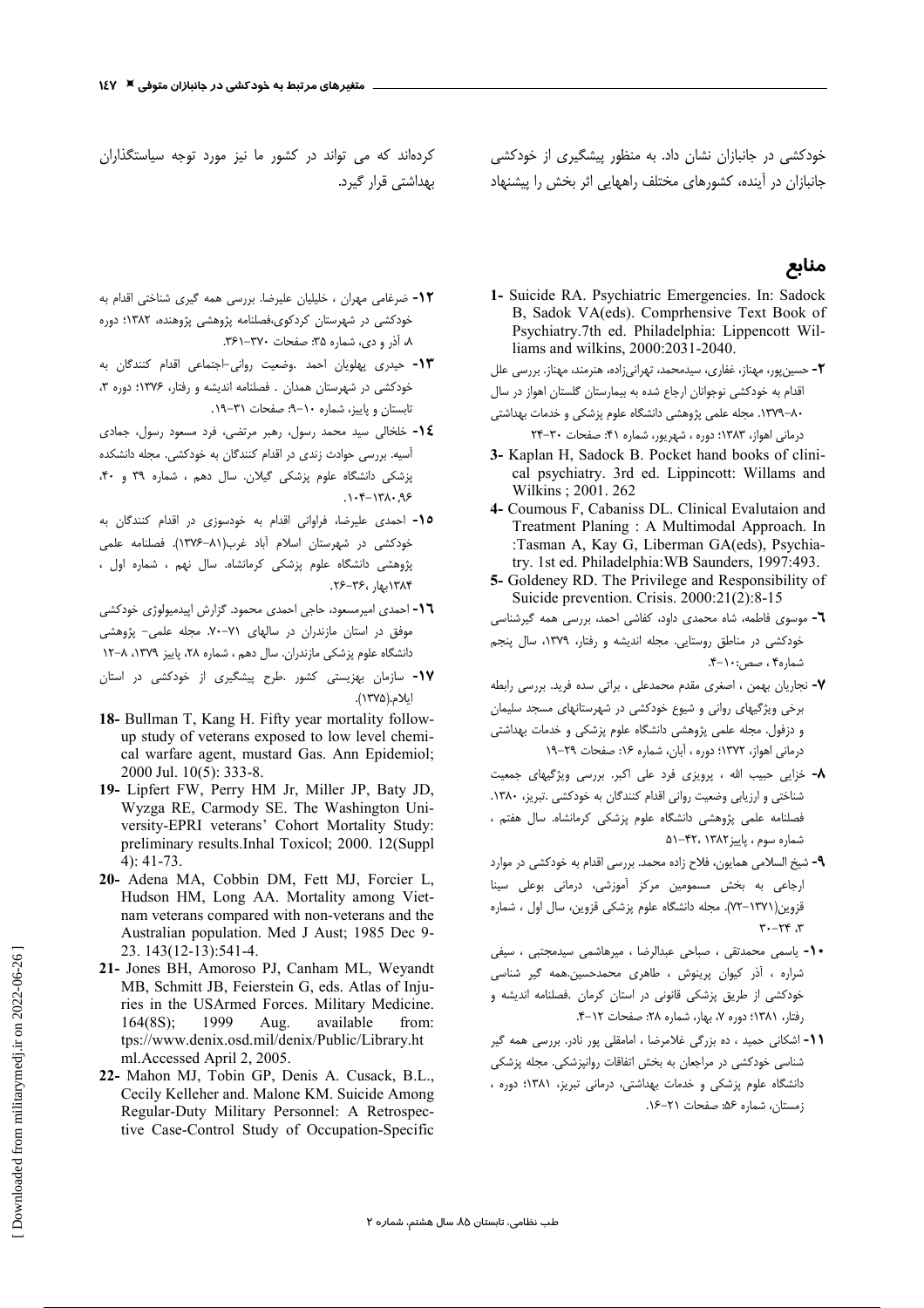خودکشی در جانبازان نشان داد. به منظور پیشگیری از خودکشی جانبازان در آینده، کشورهای مختلف راههایی اثر بخش را پیشنهاد کرده‌اند که می تواند در کشور ما نیز مورد توجه سیاستگذاران بهداشتی قرار گیرد.

## منابع

1- Suicide RA. Psychiatric Emergencies. In: Sadock B, Sadok VA(eds). Comprhensive Text Book of Psychiatry.7th ed. Philadelphia: Lippencott Williams and wilkins, 2000:2031-2040.

۲- حسین‌پور، مهناز، غفاری، سیدمحمد، تهرانی‌زاده، هنرمند، مهناز. بررسی علل اقدام به خودکشی نوجوانان ارجاع شده به بیمارستان گلستان اهواز در سال ۸۰-۱۳۷۹. مجله علمی پژوهشی دانشگاه علوم پزشکی و خدمات بهداشتی درمانی اهواز، ۱۳۸۳؛ دوره ، شهریور، شماره ۴۱: صفحات ۳۰-۲۴

3- Kaplan H, Sadock B. Pocket hand books of clinical psychiatry. 3rd ed. Lippincott: Willams and Wilkins ; 2001. 262

4- Coumous F, Cabaniss DL. Clinical Evalutaion and Treatment Planing : A Multimodal Approach. In :Tasman A, Kay G, Liberman GA(eds), Psychiatry. 1st ed. Philadelphia:WB Saunders, 1997:493.

5- Goldeney RD. The Privilege and Responsibility of Suicide prevention. Crisis. 2000:21(2):8-15

۶- موسوی فاطمه، شاه محمدی داود، کفاشی احمد، بررسی همه گیرشناسی خودکشی در مناطق روستایی. مجله اندیشه و رفتار، ۱۳۷۹، سال پنجم شماره۴ ، صص:۱۰-۴.

۷- نجاریان بهمن ، اصغری مقدم محمدعلی ، براتی سده فرید. بررسی رابطه برخی ویژگیهای روانی و شیوع خودکشی در شهرستانهای مسجد سلیمان و دزفول. مجله علمی پژوهشی دانشگاه علوم پزشکی و خدمات بهداشتی درمانی اهواز، ۱۳۷۲؛ دوره ، آبان، شماره ۱۶: صفحات ۲۹-۱۹

۸- خزایی حبیب الله ، پرویزی فرد علی اکبر. بررسی ویژگیهای جمعیت شناختی و ارزیابی وضعیت روانی اقدام کنندگان به خودکشی .تبریز، ۱۳۸۰. فصلنامه علمی پژوهشی دانشگاه علوم پزشکی کرمانشاه. سال هفتم ، شماره سوم ، پاییز۱۳۸۲ ،۴۲-۵۱

۹- شیخ السلامی همایون، فلاح زاده محمد. بررسی اقدام به خودکشی در موارد ارجاعی به بخش مسمومین مرکز آموزشی، درمانی بوعلی سینا قزوین(۱۳۷۱-۷۲). مجله دانشگاه علوم پزشکی قزوین، سال اول ، شماره ۳، ۲۴-۳۰

۱۰- یاسمی محمدتقی ، صباحی عبدالرضا ، میرهاشمی سیدمجتبی ، سیفی شراره ، آذر کیوان پرینوش ، طاهری محمدحسین.همه گیر شناسی خودکشی از طریق پزشکی قانونی در استان کرمان .فصلنامه اندیشه و رفتار، ۱۳۸۱؛ دوره ۷، بهار، شماره ۲۸: صفحات ۱۲-۴.

۱۱- اشکانی حمید ، ده بزرگی غلامرضا ، امامقلی پور نادر. بررسی همه گیر شناسی خودکشی در مراجعان به بخش اتفاقات روانپزشکی. مجله پزشکی دانشگاه علوم پزشکی و خدمات بهداشتی، درمانی تبریز، ۱۳۸۱؛ دوره ، زمستان، شماره ۵۶: صفحات ۲۱-۱۶.

۱۲- ضرغامی مهران ، خلیلیان علیرضا. بررسی همه گیری شناختی اقدام به خودکشی در شهرستان کردکوی،فصلنامه پژوهشی پژوهنده، ۱۳۸۲؛ دوره ۸، آذر و دی، شماره ۳۵: صفحات ۳۷۰-۳۶۱.

۱۳- حیدری پهلویان احمد .وضعیت روانی-اجتماعی اقدام کنندگان به خودکشی در شهرستان همدان . فصلنامه اندیشه و رفتار، ۱۳۷۶؛ دوره ۳، تابستان و پاییز، شماره ۱۰-۹: صفحات ۳۱-۱۹.

۱۴- خلخالی سید محمد رسول، رهبر مرتضی، فرد مسعود رسول، جمادی آسیه. بررسی حوادث زندگی در اقدام کنندگان به خودکشی. مجله دانشکده پزشکی دانشگاه علوم پزشکی گیلان. سال دهم ، شماره ۳۹ و ۴۰، ۱۳۸۰،۹۶-۱۰۴.

۱۵- احمدی علیرضا، فراوانی اقدام به خودسوزی در اقدام کنندگان به خودکشی در شهرستان اسلام آباد غرب(۸۱-۱۳۷۶). فصلنامه علمی پژوهشی دانشگاه علوم پزشکی کرمانشاه. سال نهم ، شماره اول ، ۱۳۸۴بهار ،۳۶-۲۶.

۱۶- احمدی امیرمسعود، حاجی احمدی محمود. گزارش اپیدمیولوژی خودکشی موفق در استان مازندران در سالهای ۷۱-۷۰. مجله علمی- پژوهشی دانشگاه علوم پزشکی مازندران. سال دهم ، شماره ۲۸، پاییز ۱۳۷۹، ۸-۱۲

۱۷- سازمان بهزیستی کشور .طرح پیشگیری از خودکشی در استان ایلام.(۱۳۷۵).

18- Bullman T, Kang H. Fifty year mortality follow-up study of veterans exposed to low level chemical warfare agent, mustard Gas. Ann Epidemiol; 2000 Jul. 10(5): 333-8.

19- Lipfert FW, Perry HM Jr, Miller JP, Baty JD, Wyzga RE, Carmody SE. The Washington University-EPRI veterans' Cohort Mortality Study: preliminary results.Inhal Toxicol; 2000. 12(Suppl 4): 41-73.

20- Adena MA, Cobbin DM, Fett MJ, Forcier L, Hudson HM, Long AA. Mortality among Vietnam veterans compared with non-veterans and the Australian population. Med J Aust; 1985 Dec 9-23. 143(12-13):541-4.

21- Jones BH, Amoroso PJ, Canham ML, Weyandt MB, Schmitt JB, Feierstein G, eds. Atlas of Injuries in the USArmed Forces. Military Medicine. 164(8S); 1999 Aug. available from: tps://www.denix.osd.mil/denix/Public/Library.html.Accessed April 2, 2005.

22- Mahon MJ, Tobin GP, Denis A. Cusack, B.L., Cecily Kelleher and. Malone KM. Suicide Among Regular-Duty Military Personnel: A Retrospective Case-Control Study of Occupation-Specific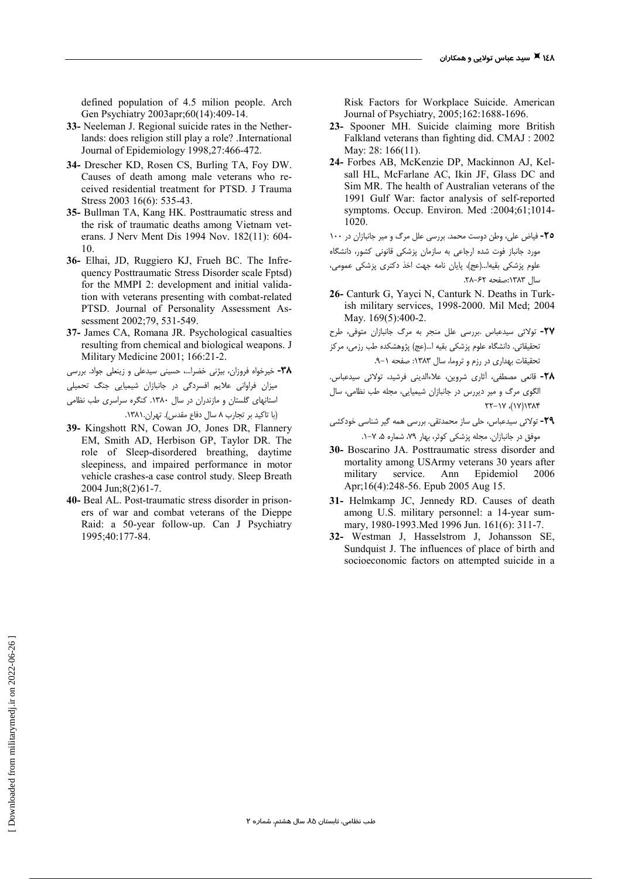Risk Factors for Workplace Suicide. American Journal of Psychiatry, 2005;162:1688-1696.

**23-** Spooner MH. Suicide claiming more British Falkland veterans than fighting did. CMAJ : 2002 May: 28: 166(11).

**24-** Forbes AB, McKenzie DP, Mackinnon AJ, Kelsall HL, McFarlane AC, Ikin JF, Glass DC and Sim MR. The health of Australian veterans of the 1991 Gulf War: factor analysis of self-reported symptoms. Occup. Environ. Med :2004;61;1014-1020.

**۲۵-** فیاض علی، وطن دوست محمد. بررسی علل مرگ و میر جانبازان در ۱۰۰ مورد جانباز فوت شده ارجاعی به سازمان پزشکی قانونی کشور، دانشگاه علوم پزشکی بقیه‌ا...(عج)، پایان نامه جهت اخذ دکتری پزشکی عمومی، سال ۱۳۸۳:صفحه ۶۲-۲۸.

**26-** Canturk G, Yayci N, Canturk N. Deaths in Turkish military services, 1998-2000. Mil Med; 2004 May. 169(5):400-2.

**۲۷-** تولائی سیدعباس .بررسی علل منجر به مرگ جانبازان متوفی، طرح تحقیقاتی. دانشگاه علوم پزشکی بقیه ا...(عج) پژوهشکده طب رزمی، مرکز تحقیقات بهداری در رزم و تروما، سال ۱۳۸۳: صفحه ۱-۹.

**۲۸-** قانعی مصطفی، آثاری شروین، علاءالدینی فرشید، تولائی سیدعباس. الگوی مرگ و میر دیررس در جانبازان شیمیایی، مجله طب نظامی، سال ۱۳۸۴(۱۷)، ۱۷-۲۲.

**۲۹-** تولائی سیدعباس، حلی ساز محمدتقی. بررسی همه گیر شناسی خودکشی موفق در جانبازان. مجله پزشکی کوثر، بهار ۷۹، شماره ۵، ۷-۱.

**30-** Boscarino JA. Posttraumatic stress disorder and mortality among USArmy veterans 30 years after military service. Ann Epidemiol 2006 Apr;16(4):248-56. Epub 2005 Aug 15.

**31-** Helmkamp JC, Jennedy RD. Causes of death among U.S. military personnel: a 14-year summary, 1980-1993.Med 1996 Jun. 161(6): 311-7.

**32-** Westman J, Hasselstrom J, Johansson SE, Sundquist J. The influences of place of birth and socioeconomic factors on attempted suicide in a defined population of 4.5 milion people. Arch Gen Psychiatry 2003apr;60(14):409-14.

**33-** Neeleman J. Regional suicide rates in the Netherlands: does religion still play a role? .International Journal of Epidemiology 1998,27:466-472.

**34-** Drescher KD, Rosen CS, Burling TA, Foy DW. Causes of death among male veterans who received residential treatment for PTSD. J Trauma Stress 2003 16(6): 535-43.

**35-** Bullman TA, Kang HK. Posttraumatic stress and the risk of traumatic deaths among Vietnam veterans. J Nerv Ment Dis 1994 Nov. 182(11): 604-10.

**36-** Elhai, JD, Ruggiero KJ, Frueh BC. The Infrequency Posttraumatic Stress Disorder scale Fptsd) for the MMPI 2: development and initial validation with veterans presenting with combat-related PTSD. Journal of Personality Assessment Assessment 2002;79, 531-549.

**37-** James CA, Romana JR. Psychological casualties resulting from chemical and biological weapons. J Military Medicine 2001; 166:21-2.

**۳۸-** خیرخواه فروزان، بیژنی خضرا...، حسینی سیدعلی و زینعلی جواد. بررسی میزان فراوانی علایم افسردگی در جانبازان شیمیایی جنگ تحمیلی استانهای گلستان و مازندران در سال ۱۳۸۰. کنگره سراسری طب نظامی (با تاکید بر تجارب ۸ سال دفاع مقدس). تهران.۱۳۸۱.

**39-** Kingshott RN, Cowan JO, Jones DR, Flannery EM, Smith AD, Herbison GP, Taylor DR. The role of Sleep-disordered breathing, daytime sleepiness, and impaired performance in motor vehicle crashes-a case control study. Sleep Breath 2004 Jun;8(2)61-7.

**40-** Beal AL. Post-traumatic stress disorder in prisoners of war and combat veterans of the Dieppe Raid: a 50-year follow-up. Can J Psychiatry 1995;40:177-84.